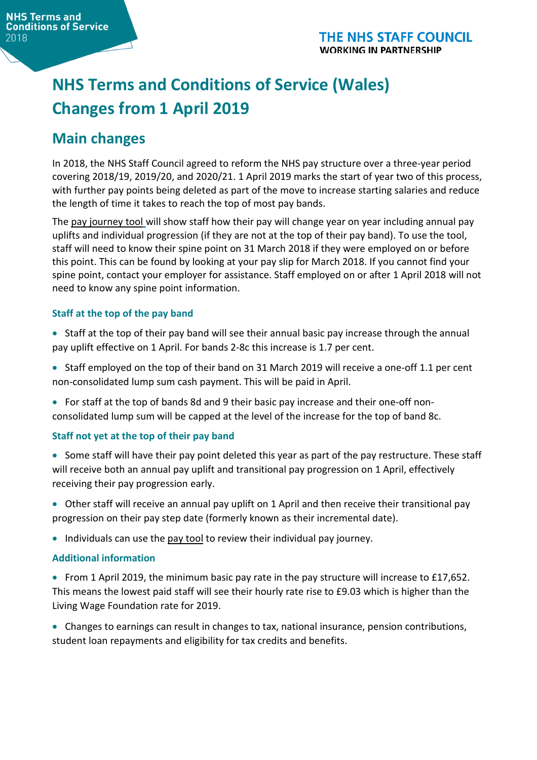NHS Terms and Conditions of Service 2018

THE NHS STAFF COUNCIL
WORKING IN PARTNERSHIP

# NHS Terms and Conditions of Service (Wales) Changes from 1 April 2019

## Main changes

In 2018, the NHS Staff Council agreed to reform the NHS pay structure over a three-year period covering 2018/19, 2019/20, and 2020/21. 1 April 2019 marks the start of year two of this process, with further pay points being deleted as part of the move to increase starting salaries and reduce the length of time it takes to reach the top of most pay bands.

The pay journey tool will show staff how their pay will change year on year including annual pay uplifts and individual progression (if they are not at the top of their pay band). To use the tool, staff will need to know their spine point on 31 March 2018 if they were employed on or before this point. This can be found by looking at your pay slip for March 2018. If you cannot find your spine point, contact your employer for assistance. Staff employed on or after 1 April 2018 will not need to know any spine point information.

### Staff at the top of the pay band

- Staff at the top of their pay band will see their annual basic pay increase through the annual pay uplift effective on 1 April. For bands 2-8c this increase is 1.7 per cent.
- Staff employed on the top of their band on 31 March 2019 will receive a one-off 1.1 per cent non-consolidated lump sum cash payment. This will be paid in April.
- For staff at the top of bands 8d and 9 their basic pay increase and their one-off non-consolidated lump sum will be capped at the level of the increase for the top of band 8c.

### Staff not yet at the top of their pay band

- Some staff will have their pay point deleted this year as part of the pay restructure. These staff will receive both an annual pay uplift and transitional pay progression on 1 April, effectively receiving their pay progression early.
- Other staff will receive an annual pay uplift on 1 April and then receive their transitional pay progression on their pay step date (formerly known as their incremental date).
- Individuals can use the pay tool to review their individual pay journey.

### Additional information

- From 1 April 2019, the minimum basic pay rate in the pay structure will increase to £17,652. This means the lowest paid staff will see their hourly rate rise to £9.03 which is higher than the Living Wage Foundation rate for 2019.
- Changes to earnings can result in changes to tax, national insurance, pension contributions, student loan repayments and eligibility for tax credits and benefits.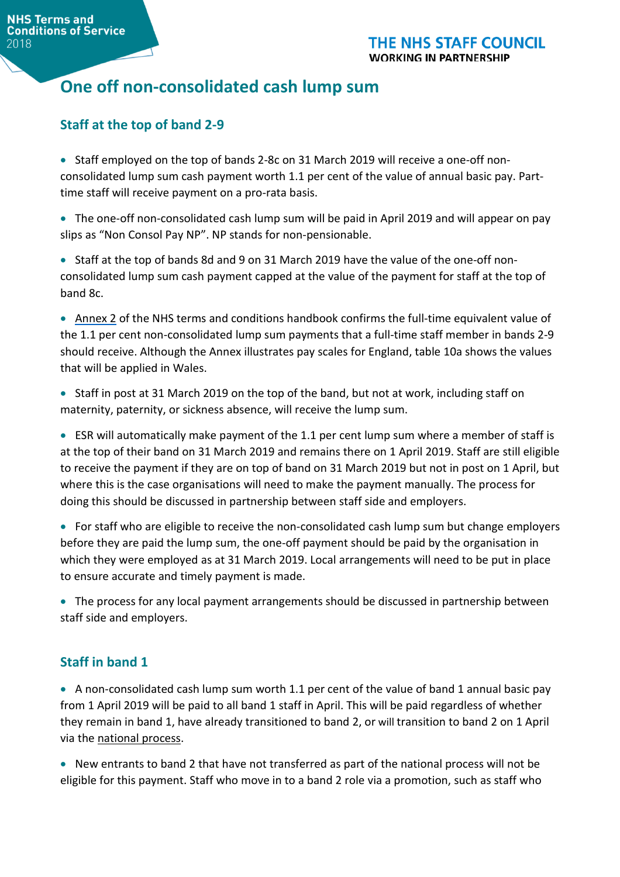# One off non-consolidated cash lump sum

## Staff at the top of band 2-9

- Staff employed on the top of bands 2-8c on 31 March 2019 will receive a one-off non-consolidated lump sum cash payment worth 1.1 per cent of the value of annual basic pay. Part-time staff will receive payment on a pro-rata basis.
- The one-off non-consolidated cash lump sum will be paid in April 2019 and will appear on pay slips as "Non Consol Pay NP". NP stands for non-pensionable.
- Staff at the top of bands 8d and 9 on 31 March 2019 have the value of the one-off non-consolidated lump sum cash payment capped at the value of the payment for staff at the top of band 8c.
- Annex 2 of the NHS terms and conditions handbook confirms the full-time equivalent value of the 1.1 per cent non-consolidated lump sum payments that a full-time staff member in bands 2-9 should receive. Although the Annex illustrates pay scales for England, table 10a shows the values that will be applied in Wales.
- Staff in post at 31 March 2019 on the top of the band, but not at work, including staff on maternity, paternity, or sickness absence, will receive the lump sum.
- ESR will automatically make payment of the 1.1 per cent lump sum where a member of staff is at the top of their band on 31 March 2019 and remains there on 1 April 2019. Staff are still eligible to receive the payment if they are on top of band on 31 March 2019 but not in post on 1 April, but where this is the case organisations will need to make the payment manually. The process for doing this should be discussed in partnership between staff side and employers.
- For staff who are eligible to receive the non-consolidated cash lump sum but change employers before they are paid the lump sum, the one-off payment should be paid by the organisation in which they were employed as at 31 March 2019. Local arrangements will need to be put in place to ensure accurate and timely payment is made.
- The process for any local payment arrangements should be discussed in partnership between staff side and employers.

## Staff in band 1

- A non-consolidated cash lump sum worth 1.1 per cent of the value of band 1 annual basic pay from 1 April 2019 will be paid to all band 1 staff in April. This will be paid regardless of whether they remain in band 1, have already transitioned to band 2, or will transition to band 2 on 1 April via the national process.
- New entrants to band 2 that have not transferred as part of the national process will not be eligible for this payment. Staff who move in to a band 2 role via a promotion, such as staff who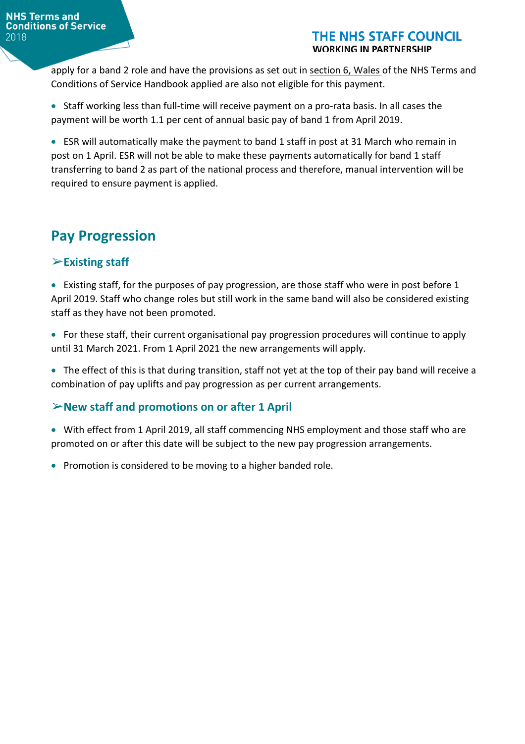apply for a band 2 role and have the provisions as set out in section 6, Wales of the NHS Terms and Conditions of Service Handbook applied are also not eligible for this payment.

- Staff working less than full-time will receive payment on a pro-rata basis. In all cases the payment will be worth 1.1 per cent of annual basic pay of band 1 from April 2019.

- ESR will automatically make the payment to band 1 staff in post at 31 March who remain in post on 1 April. ESR will not be able to make these payments automatically for band 1 staff transferring to band 2 as part of the national process and therefore, manual intervention will be required to ensure payment is applied.

## Pay Progression

### ➢Existing staff

- Existing staff, for the purposes of pay progression, are those staff who were in post before 1 April 2019. Staff who change roles but still work in the same band will also be considered existing staff as they have not been promoted.

- For these staff, their current organisational pay progression procedures will continue to apply until 31 March 2021. From 1 April 2021 the new arrangements will apply.

- The effect of this is that during transition, staff not yet at the top of their pay band will receive a combination of pay uplifts and pay progression as per current arrangements.

### ➢New staff and promotions on or after 1 April

- With effect from 1 April 2019, all staff commencing NHS employment and those staff who are promoted on or after this date will be subject to the new pay progression arrangements.

- Promotion is considered to be moving to a higher banded role.